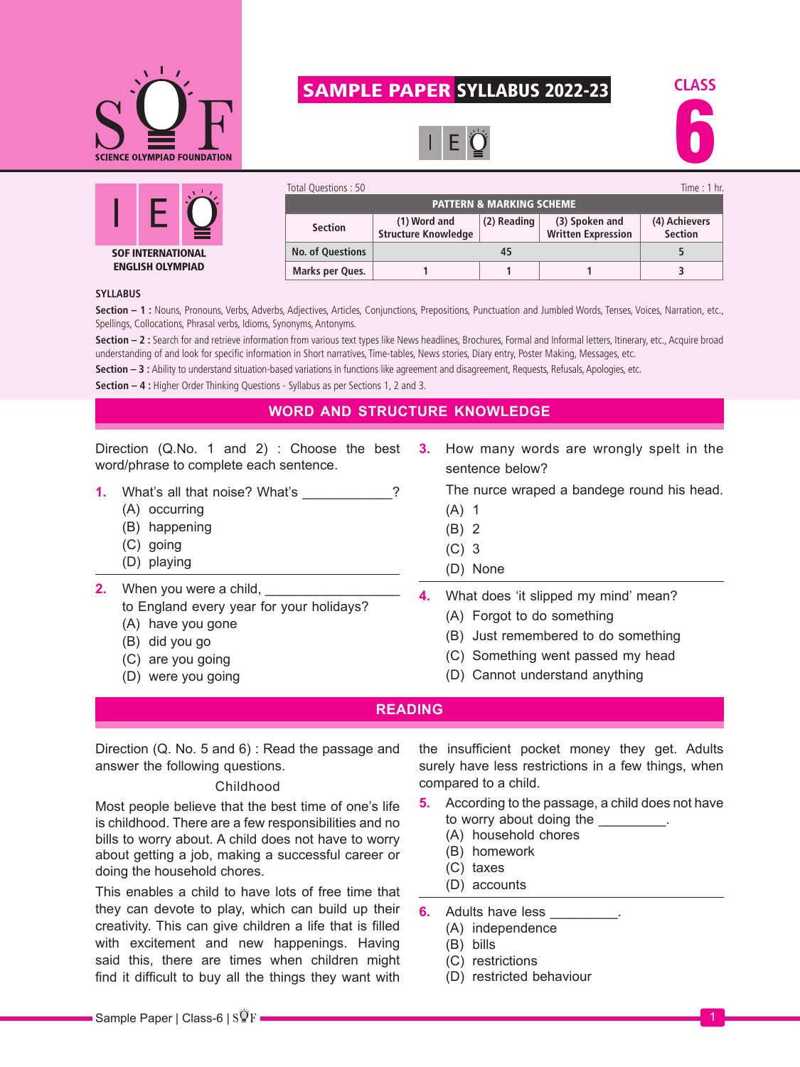# SAMPLE PAPER SYLLABUS 2022-23

**CLASS 6**

**SOF INTERNATIONAL ENGLISH OLYMPIAD**

Total Questions : 50 | Time : 1 hr.

| PATTERN & MARKING SCHEME | | | | |
|---|---|---|---|---|
| Section | (1) Word and Structure Knowledge | (2) Reading | (3) Spoken and Written Expression | (4) Achievers Section |
| No. of Questions | 45 | | | 5 |
| Marks per Ques. | 1 | 1 | 1 | 3 |

**SYLLABUS**

**Section – 1 :** Nouns, Pronouns, Verbs, Adverbs, Adjectives, Articles, Conjunctions, Prepositions, Punctuation and Jumbled Words, Tenses, Voices, Narration, etc., Spellings, Collocations, Phrasal verbs, Idioms, Synonyms, Antonyms.

**Section – 2 :** Search for and retrieve information from various text types like News headlines, Brochures, Formal and Informal letters, Itinerary, etc., Acquire broad understanding of and look for specific information in Short narratives, Time-tables, News stories, Diary entry, Poster Making, Messages, etc.

**Section – 3 :** Ability to understand situation-based variations in functions like agreement and disagreement, Requests, Refusals, Apologies, etc.

**Section – 4 :** Higher Order Thinking Questions - Syllabus as per Sections 1, 2 and 3.

## WORD AND STRUCTURE KNOWLEDGE

Direction (Q.No. 1 and 2) : Choose the best word/phrase to complete each sentence.

**1.** What's all that noise? What's ____________?
(A) occurring
(B) happening
(C) going
(D) playing

**2.** When you were a child, __________________ to England every year for your holidays?
(A) have you gone
(B) did you go
(C) are you going
(D) were you going

**3.** How many words are wrongly spelt in the sentence below?

The nurce wraped a bandege round his head.
(A) 1
(B) 2
(C) 3
(D) None

**4.** What does 'it slipped my mind' mean?
(A) Forgot to do something
(B) Just remembered to do something
(C) Something went passed my head
(D) Cannot understand anything

## READING

Direction (Q. No. 5 and 6) : Read the passage and answer the following questions.

Childhood

Most people believe that the best time of one's life is childhood. There are a few responsibilities and no bills to worry about. A child does not have to worry about getting a job, making a successful career or doing the household chores.

This enables a child to have lots of free time that they can devote to play, which can build up their creativity. This can give children a life that is filled with excitement and new happenings. Having said this, there are times when children might find it difficult to buy all the things they want with the insufficient pocket money they get. Adults surely have less restrictions in a few things, when compared to a child.

**5.** According to the passage, a child does not have to worry about doing the _________.
(A) household chores
(B) homework
(C) taxes
(D) accounts

**6.** Adults have less _________.
(A) independence
(B) bills
(C) restrictions
(D) restricted behaviour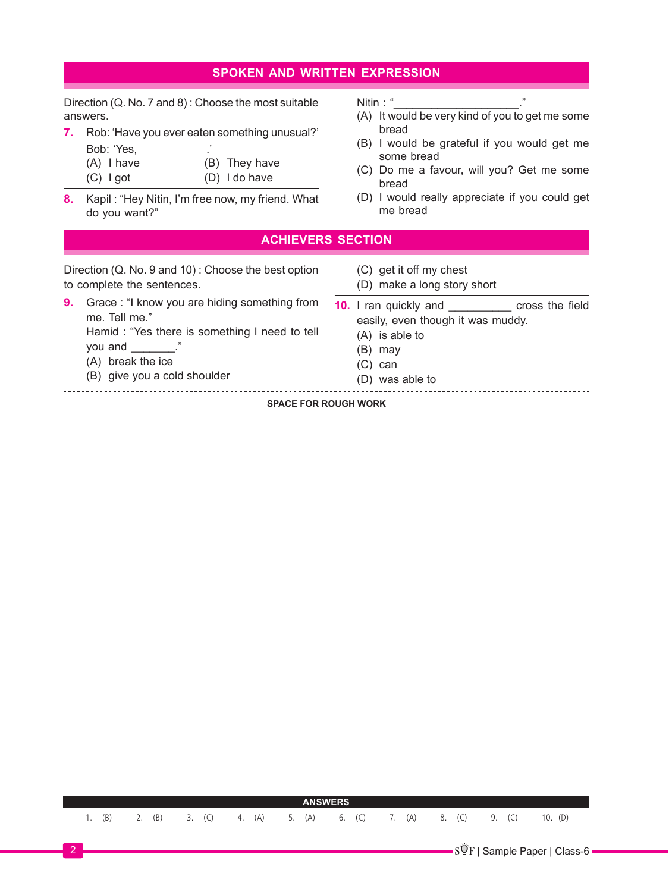## SPOKEN AND WRITTEN EXPRESSION

Direction (Q. No. 7 and 8) : Choose the most suitable answers.

**7.** Rob: 'Have you ever eaten something unusual?'
Bob: 'Yes, ___________.'
(A) I have
(B) They have
(C) I got
(D) I do have

**8.** Kapil : "Hey Nitin, I'm free now, my friend. What do you want?"
Nitin : "___________________."
(A) It would be very kind of you to get me some bread
(B) I would be grateful if you would get me some bread
(C) Do me a favour, will you? Get me some bread
(D) I would really appreciate if you could get me bread

## ACHIEVERS SECTION

Direction (Q. No. 9 and 10) : Choose the best option to complete the sentences.

**9.** Grace : "I know you are hiding something from me. Tell me."
Hamid : "Yes there is something I need to tell you and _______."
(A) break the ice
(B) give you a cold shoulder
(C) get it off my chest
(D) make a long story short

**10.** I ran quickly and __________ cross the field easily, even though it was muddy.
(A) is able to
(B) may
(C) can
(D) was able to

SPACE FOR ROUGH WORK

**ANSWERS**

| | | | | | | | | | |
|---|---|---|---|---|---|---|---|---|---|
| 1. (B) | 2. (B) | 3. (C) | 4. (A) | 5. (A) | 6. (C) | 7. (A) | 8. (C) | 9. (C) | 10. (D) |